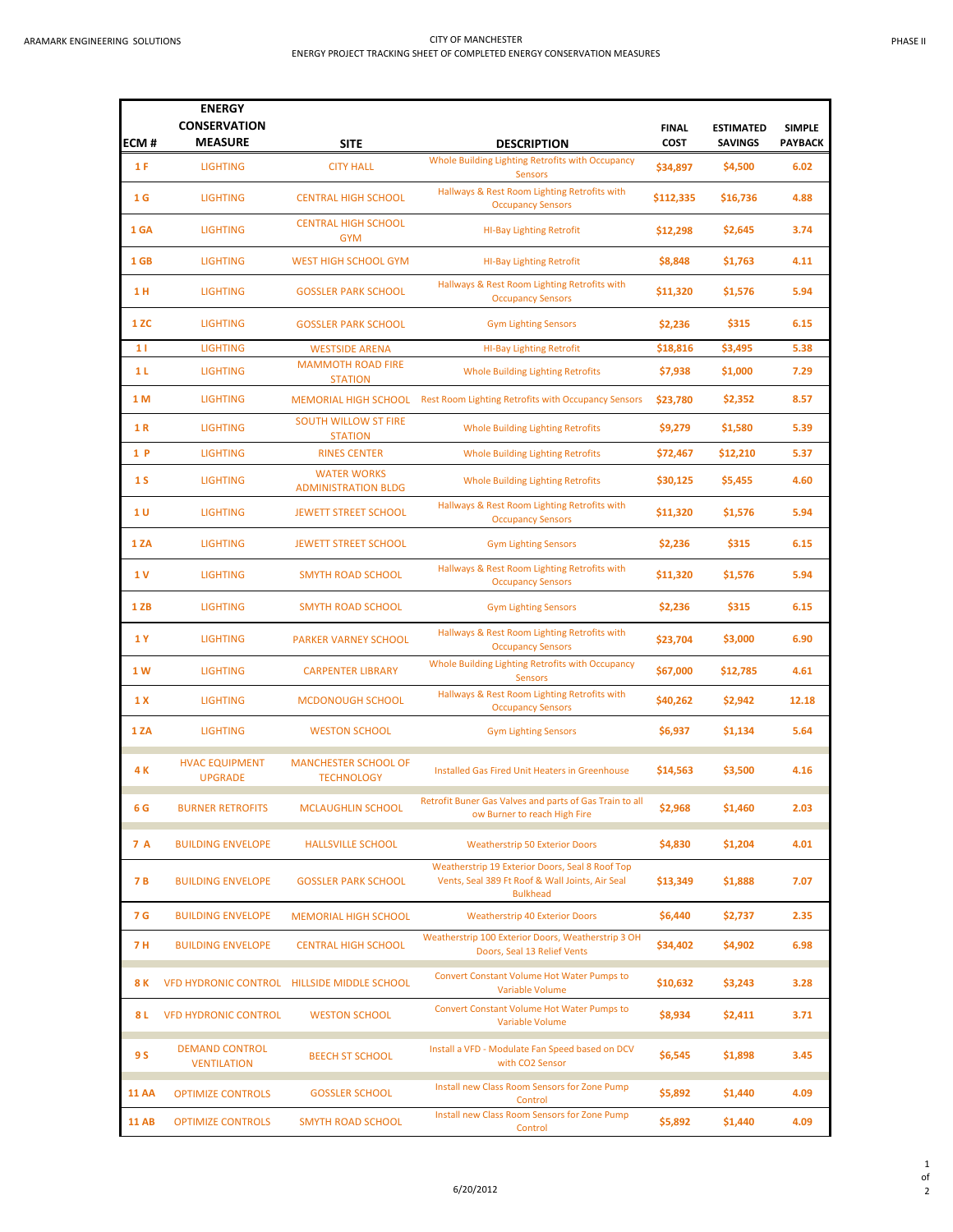ARAMARK ENGINEERING SOLUTIONS

# CITY OF MANCHESTER
## ENERGY PROJECT TRACKING SHEET OF COMPLETED ENERGY CONSERVATION MEASURES

PHASE II

| ECM # | ENERGY CONSERVATION MEASURE | SITE | DESCRIPTION | FINAL COST | ESTIMATED SAVINGS | SIMPLE PAYBACK |
|---|---|---|---|---|---|---|
| 1 F | LIGHTING | CITY HALL | Whole Building Lighting Retrofits with Occupancy Sensors | $34,897 | $4,500 | 6.02 |
| 1 G | LIGHTING | CENTRAL HIGH SCHOOL | Hallways & Rest Room Lighting Retrofits with Occupancy Sensors | $112,335 | $16,736 | 4.88 |
| 1 GA | LIGHTING | CENTRAL HIGH SCHOOL GYM | HI-Bay Lighting Retrofit | $12,298 | $2,645 | 3.74 |
| 1 GB | LIGHTING | WEST HIGH SCHOOL GYM | HI-Bay Lighting Retrofit | $8,848 | $1,763 | 4.11 |
| 1 H | LIGHTING | GOSSLER PARK SCHOOL | Hallways & Rest Room Lighting Retrofits with Occupancy Sensors | $11,320 | $1,576 | 5.94 |
| 1 ZC | LIGHTING | GOSSLER PARK SCHOOL | Gym Lighting Sensors | $2,236 | $315 | 6.15 |
| 1 I | LIGHTING | WESTSIDE ARENA | HI-Bay Lighting Retrofit | $18,816 | $3,495 | 5.38 |
| 1 L | LIGHTING | MAMMOTH ROAD FIRE STATION | Whole Building Lighting Retrofits | $7,938 | $1,000 | 7.29 |
| 1 M | LIGHTING | MEMORIAL HIGH SCHOOL | Rest Room Lighting Retrofits with Occupancy Sensors | $23,780 | $2,352 | 8.57 |
| 1 R | LIGHTING | SOUTH WILLOW ST FIRE STATION | Whole Building Lighting Retrofits | $9,279 | $1,580 | 5.39 |
| 1 P | LIGHTING | RINES CENTER | Whole Building Lighting Retrofits | $72,467 | $12,210 | 5.37 |
| 1 S | LIGHTING | WATER WORKS ADMINISTRATION BLDG | Whole Building Lighting Retrofits | $30,125 | $5,455 | 4.60 |
| 1 U | LIGHTING | JEWETT STREET SCHOOL | Hallways & Rest Room Lighting Retrofits with Occupancy Sensors | $11,320 | $1,576 | 5.94 |
| 1 ZA | LIGHTING | JEWETT STREET SCHOOL | Gym Lighting Sensors | $2,236 | $315 | 6.15 |
| 1 V | LIGHTING | SMYTH ROAD SCHOOL | Hallways & Rest Room Lighting Retrofits with Occupancy Sensors | $11,320 | $1,576 | 5.94 |
| 1 ZB | LIGHTING | SMYTH ROAD SCHOOL | Gym Lighting Sensors | $2,236 | $315 | 6.15 |
| 1 Y | LIGHTING | PARKER VARNEY SCHOOL | Hallways & Rest Room Lighting Retrofits with Occupancy Sensors | $23,704 | $3,000 | 6.90 |
| 1 W | LIGHTING | CARPENTER LIBRARY | Whole Building Lighting Retrofits with Occupancy Sensors | $67,000 | $12,785 | 4.61 |
| 1 X | LIGHTING | MCDONOUGH SCHOOL | Hallways & Rest Room Lighting Retrofits with Occupancy Sensors | $40,262 | $2,942 | 12.18 |
| 1 ZA | LIGHTING | WESTON SCHOOL | Gym Lighting Sensors | $6,937 | $1,134 | 5.64 |
| 4 K | HVAC EQUIPMENT UPGRADE | MANCHESTER SCHOOL OF TECHNOLOGY | Installed Gas Fired Unit Heaters in Greenhouse | $14,563 | $3,500 | 4.16 |
| 6 G | BURNER RETROFITS | MCLAUGHLIN SCHOOL | Retrofit Buner Gas Valves and parts of Gas Train to all ow Burner to reach High Fire | $2,968 | $1,460 | 2.03 |
| 7 A | BUILDING ENVELOPE | HALLSVILLE SCHOOL | Weatherstrip 50 Exterior Doors | $4,830 | $1,204 | 4.01 |
| 7 B | BUILDING ENVELOPE | GOSSLER PARK SCHOOL | Weatherstrip 19 Exterior Doors, Seal 8 Roof Top Vents, Seal 389 Ft Roof & Wall Joints, Air Seal Bulkhead | $13,349 | $1,888 | 7.07 |
| 7 G | BUILDING ENVELOPE | MEMORIAL HIGH SCHOOL | Weatherstrip 40 Exterior Doors | $6,440 | $2,737 | 2.35 |
| 7 H | BUILDING ENVELOPE | CENTRAL HIGH SCHOOL | Weatherstrip 100 Exterior Doors, Weatherstrip 3 OH Doors, Seal 13 Relief Vents | $34,402 | $4,902 | 6.98 |
| 8 K | VFD HYDRONIC CONTROL | HILLSIDE MIDDLE SCHOOL | Convert Constant Volume Hot Water Pumps to Variable Volume | $10,632 | $3,243 | 3.28 |
| 8 L | VFD HYDRONIC CONTROL | WESTON SCHOOL | Convert Constant Volume Hot Water Pumps to Variable Volume | $8,934 | $2,411 | 3.71 |
| 9 S | DEMAND CONTROL VENTILATION | BEECH ST SCHOOL | Install a VFD - Modulate Fan Speed based on DCV with CO2 Sensor | $6,545 | $1,898 | 3.45 |
| 11 AA | OPTIMIZE CONTROLS | GOSSLER SCHOOL | Install new Class Room Sensors for Zone Pump Control | $5,892 | $1,440 | 4.09 |
| 11 AB | OPTIMIZE CONTROLS | SMYTH ROAD SCHOOL | Install new Class Room Sensors for Zone Pump Control | $5,892 | $1,440 | 4.09 |

6/20/2012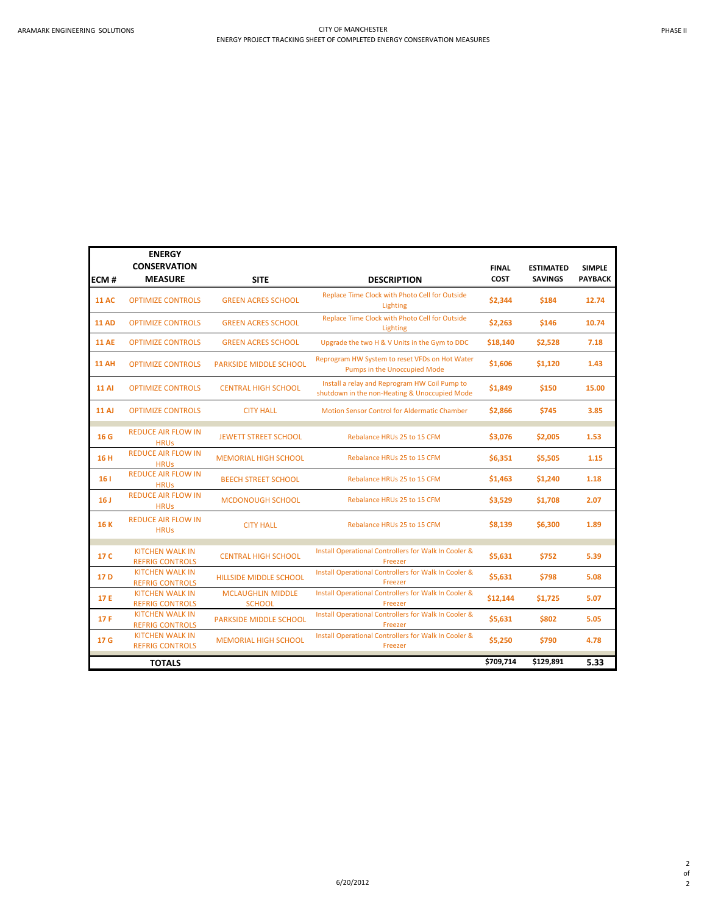| ECM # | ENERGY CONSERVATION MEASURE | SITE | DESCRIPTION | FINAL COST | ESTIMATED SAVINGS | SIMPLE PAYBACK |
|---|---|---|---|---|---|---|
| 11 AC | OPTIMIZE CONTROLS | GREEN ACRES SCHOOL | Replace Time Clock with Photo Cell for Outside Lighting | $2,344 | $184 | 12.74 |
| 11 AD | OPTIMIZE CONTROLS | GREEN ACRES SCHOOL | Replace Time Clock with Photo Cell for Outside Lighting | $2,263 | $146 | 10.74 |
| 11 AE | OPTIMIZE CONTROLS | GREEN ACRES SCHOOL | Upgrade the two H & V Units in the Gym to DDC | $18,140 | $2,528 | 7.18 |
| 11 AH | OPTIMIZE CONTROLS | PARKSIDE MIDDLE SCHOOL | Reprogram HW System to reset VFDs on Hot Water Pumps in the Unoccupied Mode | $1,606 | $1,120 | 1.43 |
| 11 AI | OPTIMIZE CONTROLS | CENTRAL HIGH SCHOOL | Install a relay and Reprogram HW Coil Pump to shutdown in the non-Heating & Unoccupied Mode | $1,849 | $150 | 15.00 |
| 11 AJ | OPTIMIZE CONTROLS | CITY HALL | Motion Sensor Control for Aldermatic Chamber | $2,866 | $745 | 3.85 |
| 16 G | REDUCE AIR FLOW IN HRUs | JEWETT STREET SCHOOL | Rebalance HRUs 25 to 15 CFM | $3,076 | $2,005 | 1.53 |
| 16 H | REDUCE AIR FLOW IN HRUs | MEMORIAL HIGH SCHOOL | Rebalance HRUs 25 to 15 CFM | $6,351 | $5,505 | 1.15 |
| 16 I | REDUCE AIR FLOW IN HRUs | BEECH STREET SCHOOL | Rebalance HRUs 25 to 15 CFM | $1,463 | $1,240 | 1.18 |
| 16 J | REDUCE AIR FLOW IN HRUs | MCDONOUGH SCHOOL | Rebalance HRUs 25 to 15 CFM | $3,529 | $1,708 | 2.07 |
| 16 K | REDUCE AIR FLOW IN HRUs | CITY HALL | Rebalance HRUs 25 to 15 CFM | $8,139 | $6,300 | 1.89 |
| 17 C | KITCHEN WALK IN REFRIG CONTROLS | CENTRAL HIGH SCHOOL | Install Operational Controllers for Walk In Cooler & Freezer | $5,631 | $752 | 5.39 |
| 17 D | KITCHEN WALK IN REFRIG CONTROLS | HILLSIDE MIDDLE SCHOOL | Install Operational Controllers for Walk In Cooler & Freezer | $5,631 | $798 | 5.08 |
| 17 E | KITCHEN WALK IN REFRIG CONTROLS | MCLAUGHLIN MIDDLE SCHOOL | Install Operational Controllers for Walk In Cooler & Freezer | $12,144 | $1,725 | 5.07 |
| 17 F | KITCHEN WALK IN REFRIG CONTROLS | PARKSIDE MIDDLE SCHOOL | Install Operational Controllers for Walk In Cooler & Freezer | $5,631 | $802 | 5.05 |
| 17 G | KITCHEN WALK IN REFRIG CONTROLS | MEMORIAL HIGH SCHOOL | Install Operational Controllers for Walk In Cooler & Freezer | $5,250 | $790 | 4.78 |
| | **TOTALS** | | | $709,714 | $129,891 | 5.33 |

6/20/2012